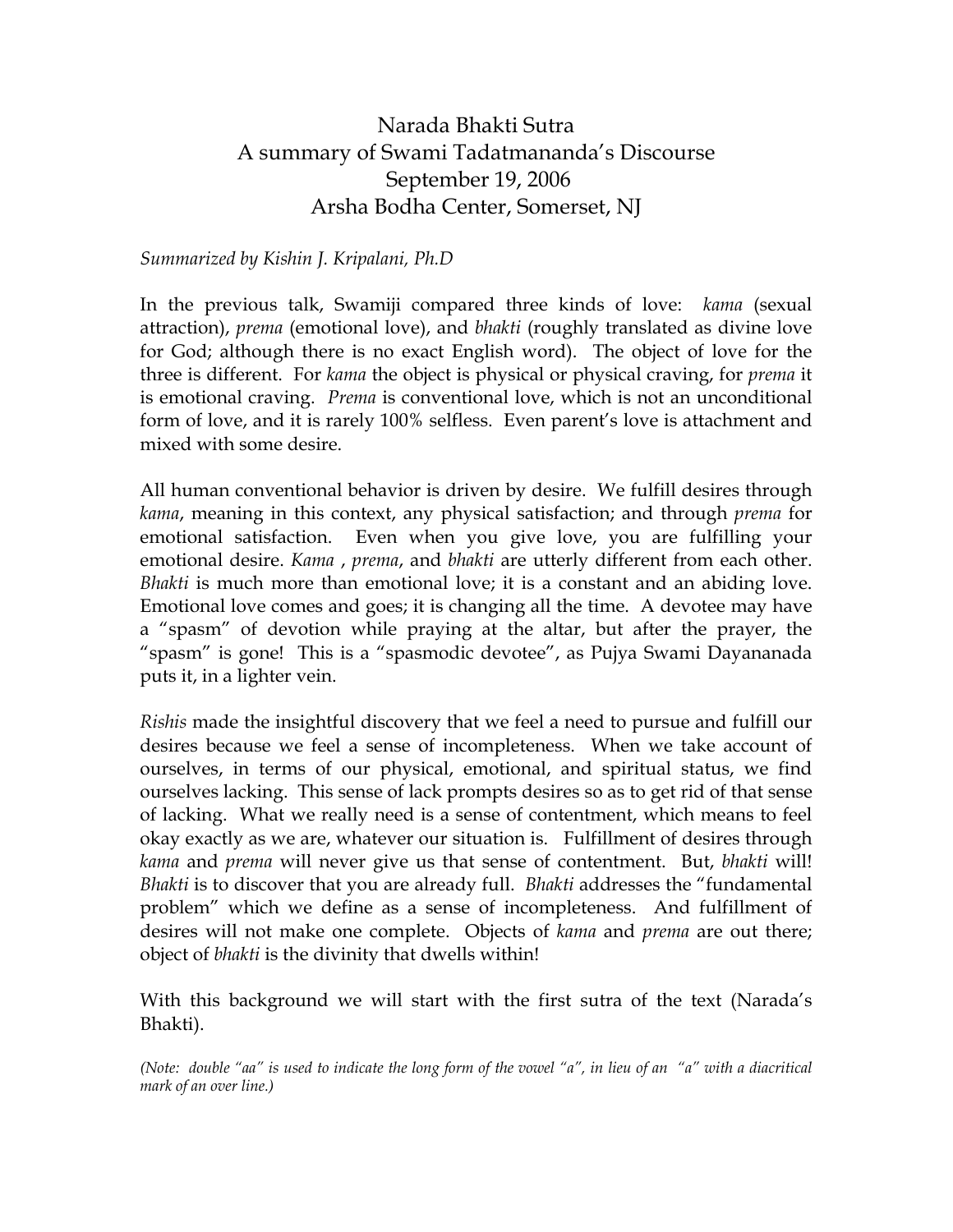# Narada Bhakti Sutra
## A summary of Swami Tadatmananda's Discourse
### September 19, 2006
### Arsha Bodha Center, Somerset, NJ

*Summarized by Kishin J. Kripalani, Ph.D*

In the previous talk, Swamiji compared three kinds of love: *kama* (sexual attraction), *prema* (emotional love), and *bhakti* (roughly translated as divine love for God; although there is no exact English word). The object of love for the three is different. For *kama* the object is physical or physical craving, for *prema* it is emotional craving. *Prema* is conventional love, which is not an unconditional form of love, and it is rarely 100% selfless. Even parent's love is attachment and mixed with some desire.

All human conventional behavior is driven by desire. We fulfill desires through *kama*, meaning in this context, any physical satisfaction; and through *prema* for emotional satisfaction. Even when you give love, you are fulfilling your emotional desire. *Kama* , *prema*, and *bhakti* are utterly different from each other. *Bhakti* is much more than emotional love; it is a constant and an abiding love. Emotional love comes and goes; it is changing all the time. A devotee may have a "spasm" of devotion while praying at the altar, but after the prayer, the "spasm" is gone! This is a "spasmodic devotee", as Pujya Swami Dayananada puts it, in a lighter vein.

*Rishis* made the insightful discovery that we feel a need to pursue and fulfill our desires because we feel a sense of incompleteness. When we take account of ourselves, in terms of our physical, emotional, and spiritual status, we find ourselves lacking. This sense of lack prompts desires so as to get rid of that sense of lacking. What we really need is a sense of contentment, which means to feel okay exactly as we are, whatever our situation is. Fulfillment of desires through *kama* and *prema* will never give us that sense of contentment. But, *bhakti* will! *Bhakti* is to discover that you are already full. *Bhakti* addresses the "fundamental problem" which we define as a sense of incompleteness. And fulfillment of desires will not make one complete. Objects of *kama* and *prema* are out there; object of *bhakti* is the divinity that dwells within!

With this background we will start with the first sutra of the text (Narada's Bhakti).

*(Note: double "aa" is used to indicate the long form of the vowel "a", in lieu of an "a" with a diacritical mark of an over line.)*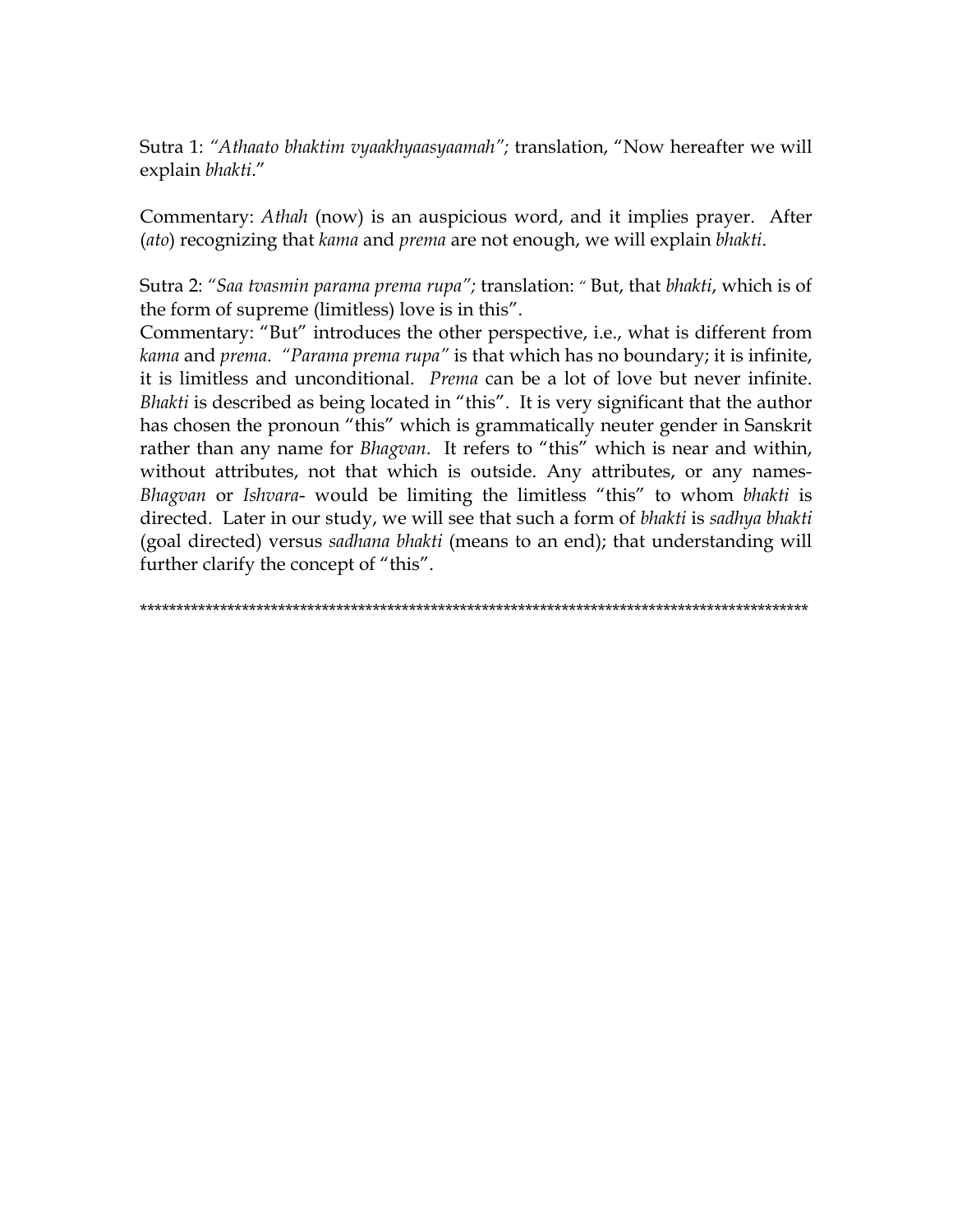Sutra 1: *"Athaato bhaktim vyaakhyaasyaamah";* translation, "Now hereafter we will explain *bhakti*."

Commentary: *Athah* (now) is an auspicious word, and it implies prayer. After (*ato*) recognizing that *kama* and *prema* are not enough, we will explain *bhakti*.

Sutra 2: *"Saa tvasmin parama prema rupa";* translation: " But, that *bhakti*, which is of the form of supreme (limitless) love is in this".
Commentary: "But" introduces the other perspective, i.e., what is different from *kama* and *prema*. *"Parama prema rupa"* is that which has no boundary; it is infinite, it is limitless and unconditional. *Prema* can be a lot of love but never infinite. *Bhakti* is described as being located in "this". It is very significant that the author has chosen the pronoun "this" which is grammatically neuter gender in Sanskrit rather than any name for *Bhagvan*. It refers to "this" which is near and within, without attributes, not that which is outside. Any attributes, or any names- *Bhagvan* or *Ishvara*- would be limiting the limitless "this" to whom *bhakti* is directed. Later in our study, we will see that such a form of *bhakti* is *sadhya bhakti* (goal directed) versus *sadhana bhakti* (means to an end); that understanding will further clarify the concept of "this".

**********************************************************************************************